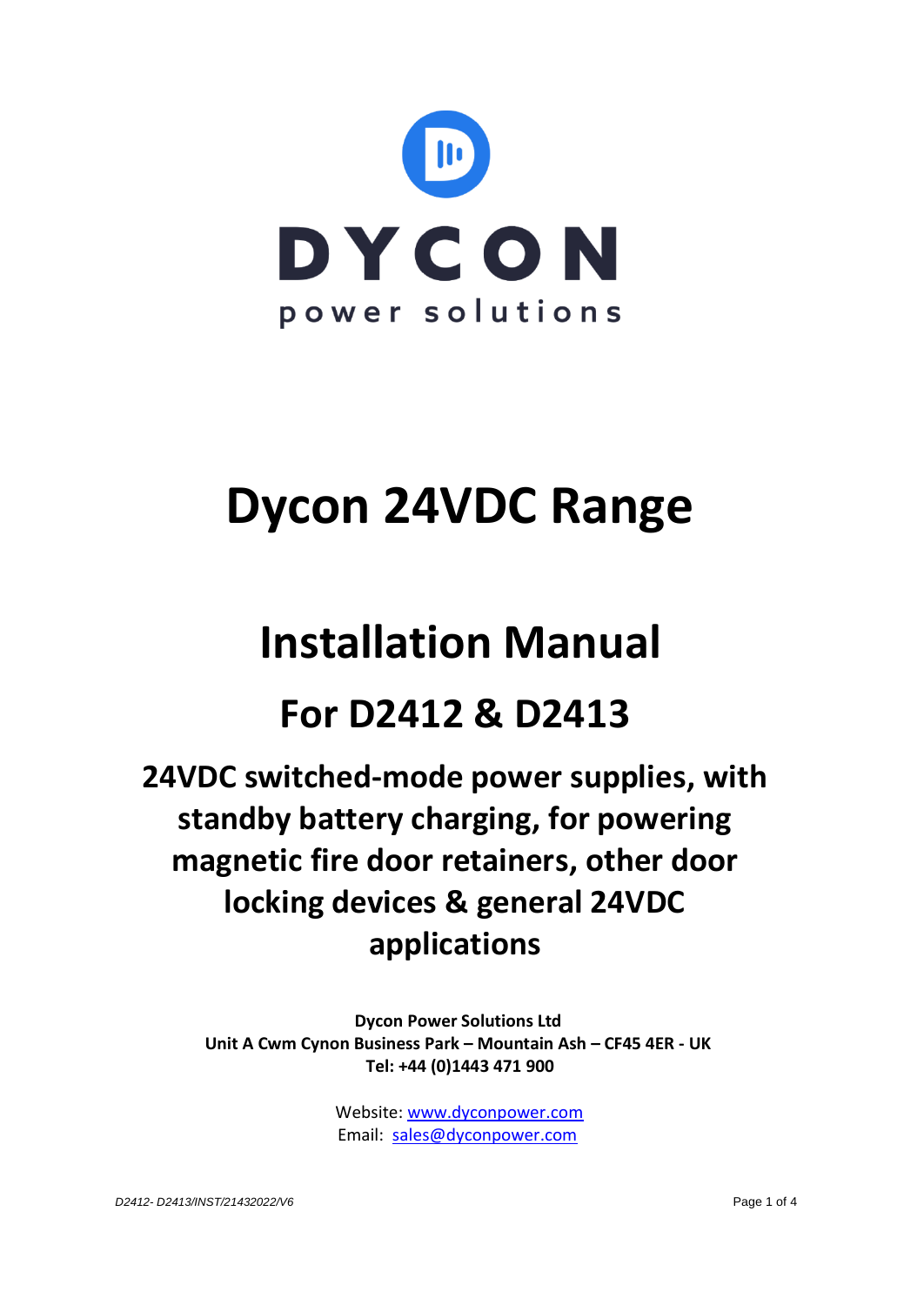DYCON

power solutions

# Dycon 24VDC Range

# Installation Manual

## For D2412 & D2413

### 24VDC switched-mode power supplies, with standby battery charging, for powering magnetic fire door retainers, other door locking devices & general 24VDC applications

**Dycon Power Solutions Ltd**
**Unit A Cwm Cynon Business Park – Mountain Ash – CF45 4ER - UK**
**Tel: +44 (0)1443 471 900**

Website: [www.dyconpower.com](http://www.dyconpower.com)
Email: [sales@dyconpower.com](mailto:sales@dyconpower.com)

*D2412- D2413/INST/21432022/V6*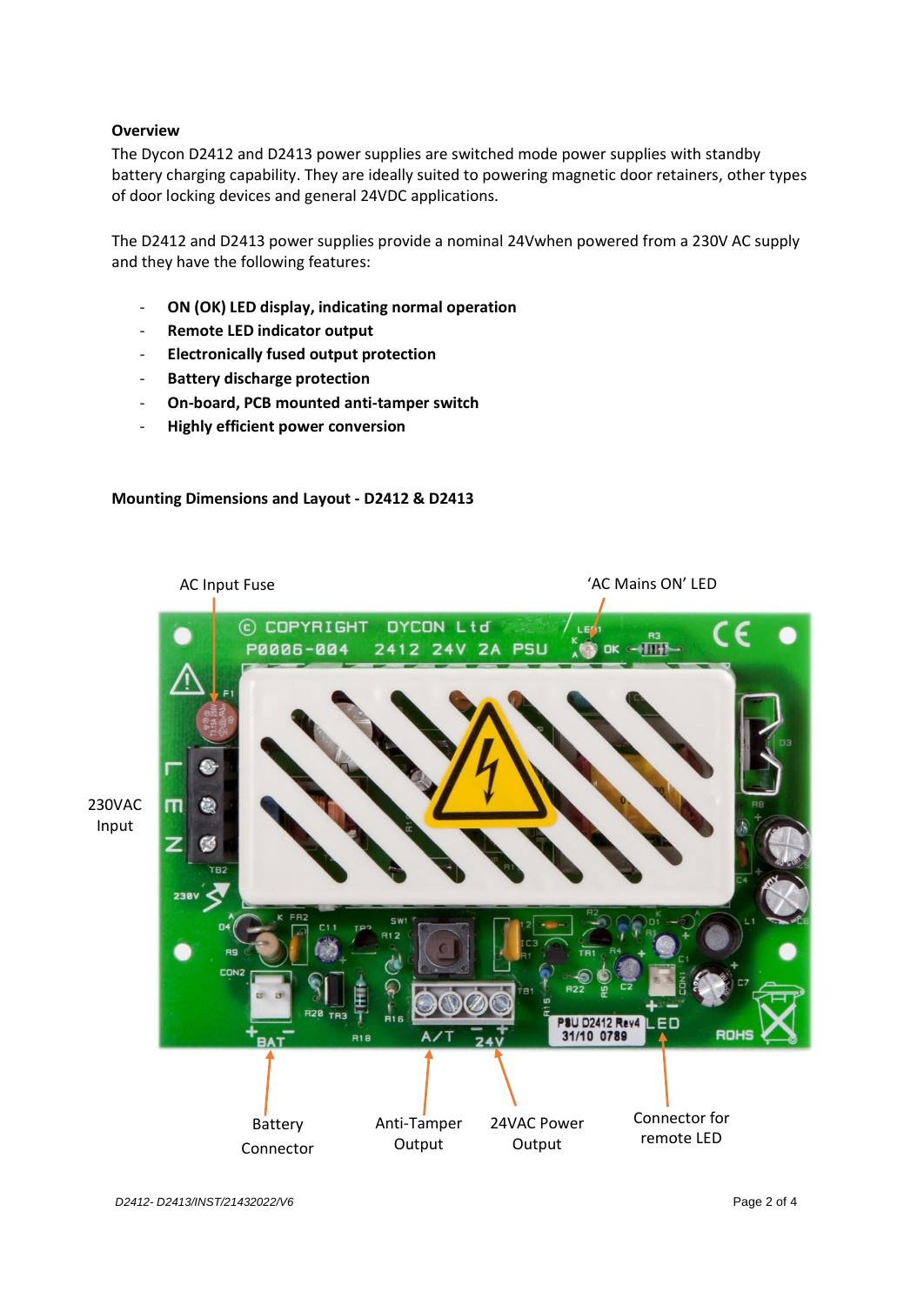**Overview**

The Dycon D2412 and D2413 power supplies are switched mode power supplies with standby battery charging capability. They are ideally suited to powering magnetic door retainers, other types of door locking devices and general 24VDC applications.

The D2412 and D2413 power supplies provide a nominal 24Vwhen powered from a 230V AC supply and they have the following features:

- **ON (OK) LED display, indicating normal operation**
- **Remote LED indicator output**
- **Electronically fused output protection**
- **Battery discharge protection**
- **On-board, PCB mounted anti-tamper switch**
- **Highly efficient power conversion**

**Mounting Dimensions and Layout - D2412 & D2413**

AC Input Fuse

'AC Mains ON' LED

230VAC Input

Battery Connector

Anti-Tamper Output

24VAC Power Output

Connector for remote LED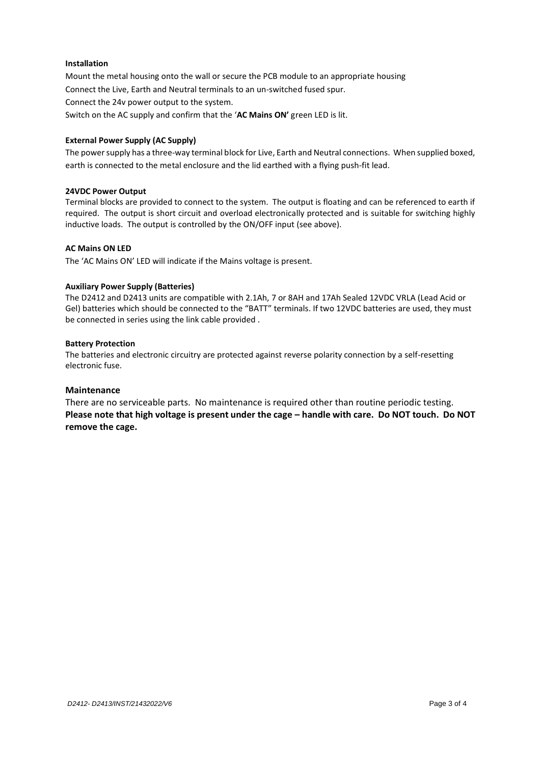### Installation

Mount the metal housing onto the wall or secure the PCB module to an appropriate housing

Connect the Live, Earth and Neutral terminals to an un-switched fused spur.

Connect the 24v power output to the system.

Switch on the AC supply and confirm that the '**AC Mains ON'** green LED is lit.

### External Power Supply (AC Supply)

The power supply has a three-way terminal block for Live, Earth and Neutral connections. When supplied boxed, earth is connected to the metal enclosure and the lid earthed with a flying push-fit lead.

### 24VDC Power Output

Terminal blocks are provided to connect to the system. The output is floating and can be referenced to earth if required. The output is short circuit and overload electronically protected and is suitable for switching highly inductive loads. The output is controlled by the ON/OFF input (see above).

### AC Mains ON LED

The 'AC Mains ON' LED will indicate if the Mains voltage is present.

### Auxiliary Power Supply (Batteries)

The D2412 and D2413 units are compatible with 2.1Ah, 7 or 8AH and 17Ah Sealed 12VDC VRLA (Lead Acid or Gel) batteries which should be connected to the "BATT" terminals. If two 12VDC batteries are used, they must be connected in series using the link cable provided .

### Battery Protection

The batteries and electronic circuitry are protected against reverse polarity connection by a self-resetting electronic fuse.

## Maintenance

There are no serviceable parts. No maintenance is required other than routine periodic testing.
**Please note that high voltage is present under the cage – handle with care. Do NOT touch. Do NOT remove the cage.**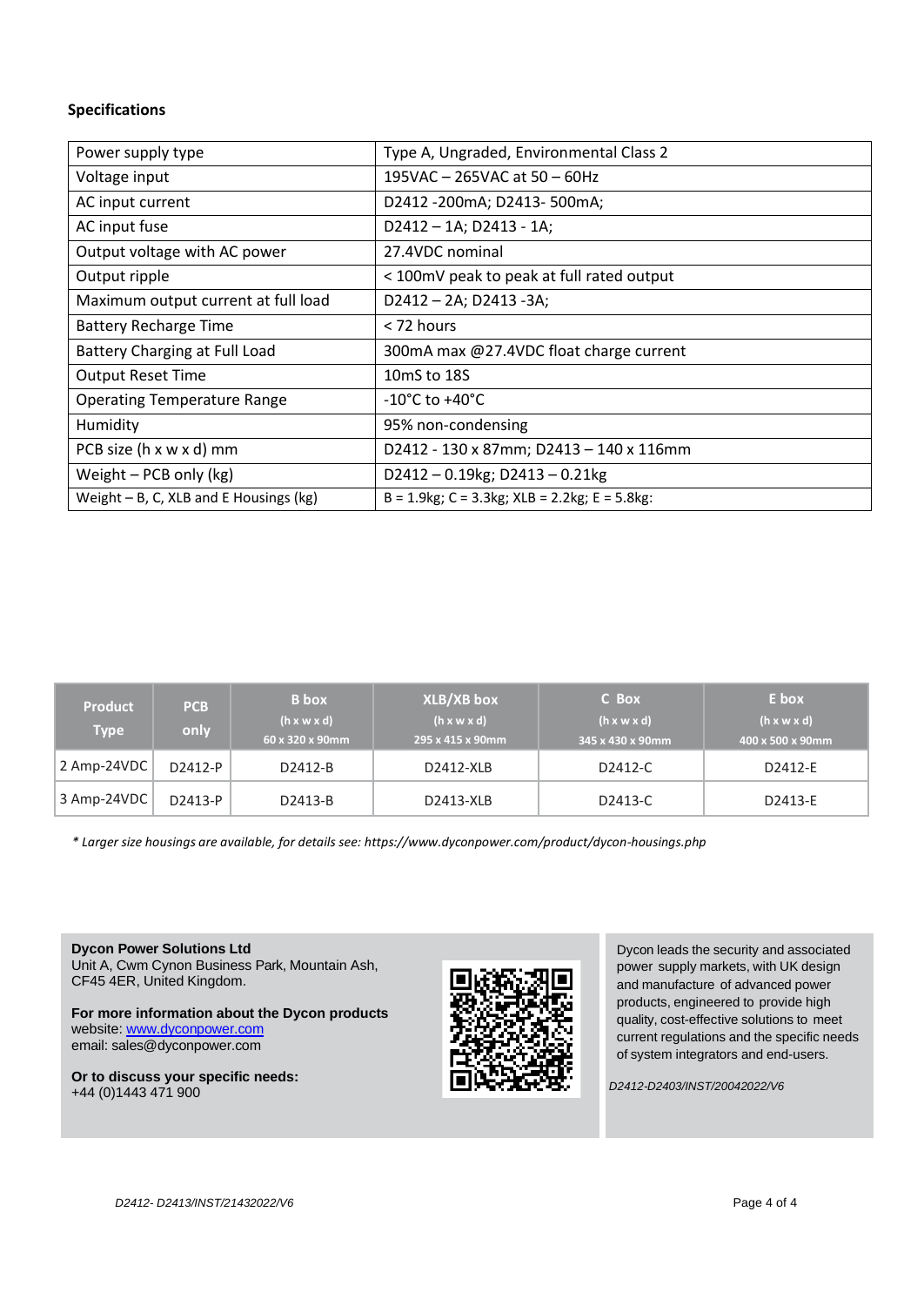**Specifications**

| | |
|---|---|
| Power supply type | Type A, Ungraded, Environmental Class 2 |
| Voltage input | 195VAC – 265VAC at 50 – 60Hz |
| AC input current | D2412 -200mA; D2413- 500mA; |
| AC input fuse | D2412 – 1A; D2413 - 1A; |
| Output voltage with AC power | 27.4VDC nominal |
| Output ripple | < 100mV peak to peak at full rated output |
| Maximum output current at full load | D2412 – 2A; D2413 -3A; |
| Battery Recharge Time | < 72 hours |
| Battery Charging at Full Load | 300mA max @27.4VDC float charge current |
| Output Reset Time | 10mS to 18S |
| Operating Temperature Range | -10°C to +40°C |
| Humidity | 95% non-condensing |
| PCB size (h x w x d) mm | D2412 - 130 x 87mm; D2413 – 140 x 116mm |
| Weight – PCB only (kg) | D2412 – 0.19kg; D2413 – 0.21kg |
| Weight – B, C, XLB and E Housings (kg) | B = 1.9kg; C = 3.3kg; XLB = 2.2kg; E = 5.8kg: |

| Product Type | PCB only | B box (h x w x d) 60 x 320 x 90mm | XLB/XB box (h x w x d) 295 x 415 x 90mm | C Box (h x w x d) 345 x 430 x 90mm | E box (h x w x d) 400 x 500 x 90mm |
|---|---|---|---|---|---|
| 2 Amp-24VDC | D2412-P | D2412-B | D2412-XLB | D2412-C | D2412-E |
| 3 Amp-24VDC | D2413-P | D2413-B | D2413-XLB | D2413-C | D2413-E |

*\* Larger size housings are available, for details see: https://www.dyconpower.com/product/dycon-housings.php*

**Dycon Power Solutions Ltd**
Unit A, Cwm Cynon Business Park, Mountain Ash,
CF45 4ER, United Kingdom.

**For more information about the Dycon products**
website: www.dyconpower.com
email: sales@dyconpower.com

**Or to discuss your specific needs:**
+44 (0)1443 471 900

Dycon leads the security and associated power supply markets, with UK design and manufacture of advanced power products, engineered to provide high quality, cost-effective solutions to meet current regulations and the specific needs of system integrators and end-users.

*D2412-D2403/INST/20042022/V6*